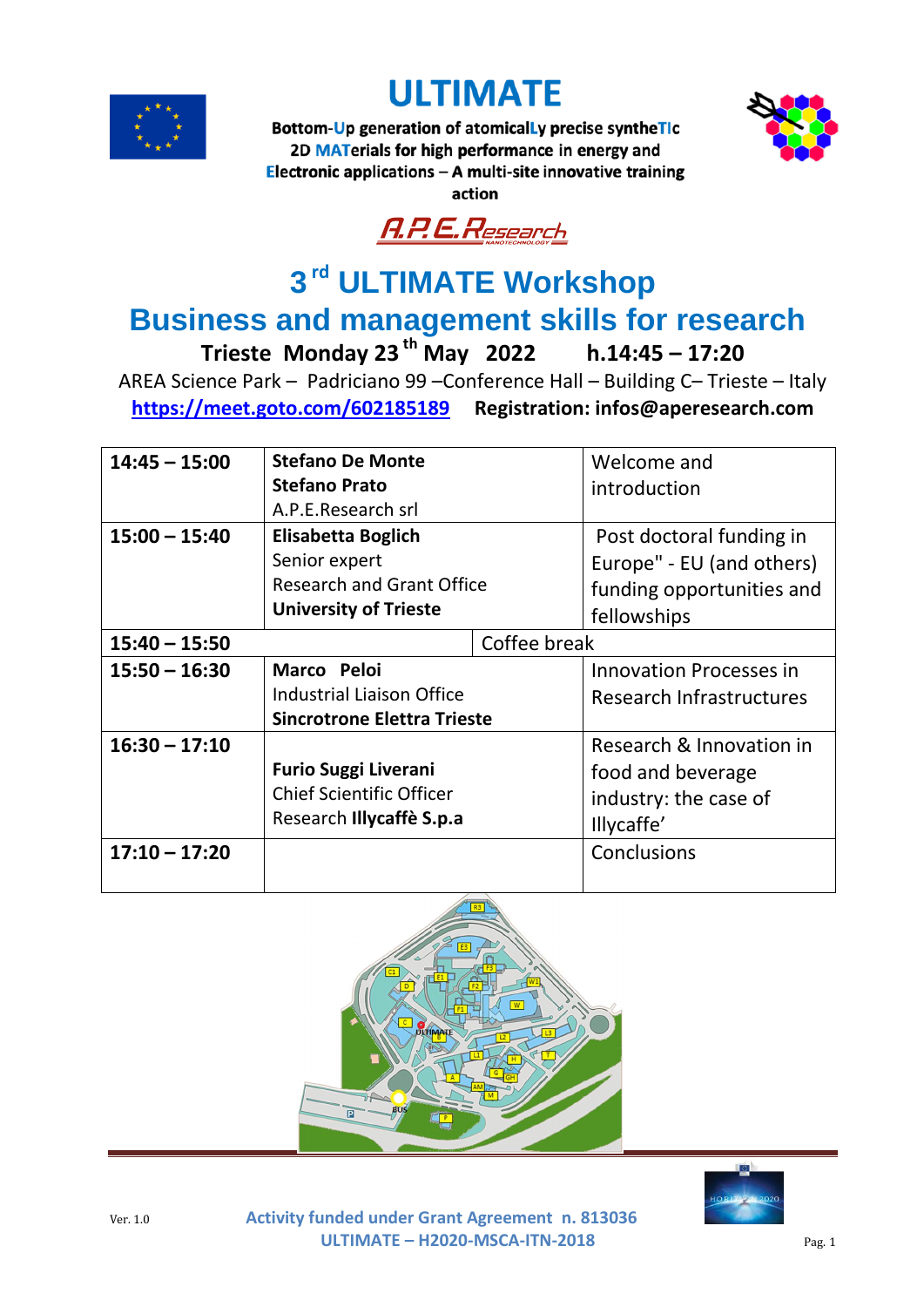# ULTIMATE

**Bottom-Up generation of atomicalLy precise syntheTIc 2D MATerials for high performance in energy and Electronic applications – A multi-site innovative training action**

A.P.E.Research

# 3rd ULTIMATE Workshop

## Business and management skills for research

**Trieste Monday 23th May 2022 h.14:45 – 17:20**

AREA Science Park – Padriciano 99 –Conference Hall – Building C– Trieste – Italy

**https://meet.goto.com/602185189** **Registration: infos@aperesearch.com**

| | | |
|---|---|---|
| **14:45 – 15:00** | **Stefano De Monte**<br>**Stefano Prato**<br>A.P.E.Research srl | Welcome and introduction |
| **15:00 – 15:40** | **Elisabetta Boglich**<br>Senior expert<br>Research and Grant Office<br>**University of Trieste** | Post doctoral funding in Europe" - EU (and others) funding opportunities and fellowships |
| **15:40 – 15:50** | | Coffee break |
| **15:50 – 16:30** | **Marco Peloi**<br>Industrial Liaison Office<br>**Sincrotrone Elettra Trieste** | Innovation Processes in Research Infrastructures |
| **16:30 – 17:10** | **Furio Suggi Liverani**<br>Chief Scientific Officer<br>Research **Illycaffè S.p.a** | Research & Innovation in food and beverage industry: the case of Illycaffe' |
| **17:10 – 17:20** | | Conclusions |

Ver. 1.0

**Activity funded under Grant Agreement n. 813036**
**ULTIMATE – H2020-MSCA-ITN-2018**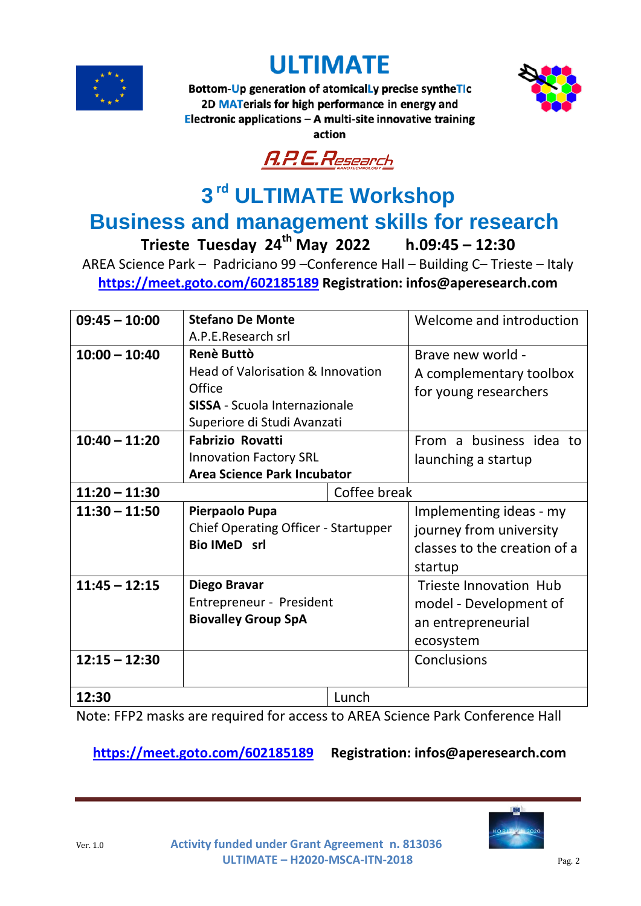# ULTIMATE

**Bottom-Up generation of atomicalLy precise syntheTIc 2D MATerials for high performance in energy and Electronic applications – A multi-site innovative training action**

## 3rd ULTIMATE Workshop

## Business and management skills for research

**Trieste Tuesday 24th May 2022 h.09:45 – 12:30**

AREA Science Park – Padriciano 99 –Conference Hall – Building C– Trieste – Italy

**https://meet.goto.com/602185189 Registration: infos@aperesearch.com**

| | | |
|---|---|---|
| **09:45 – 10:00** | **Stefano De Monte**<br>A.P.E.Research srl | Welcome and introduction |
| **10:00 – 10:40** | **Renè Buttò**<br>Head of Valorisation & Innovation Office<br>**SISSA** - Scuola Internazionale Superiore di Studi Avanzati | Brave new world -<br>A complementary toolbox for young researchers |
| **10:40 – 11:20** | **Fabrizio Rovatti**<br>Innovation Factory SRL<br>**Area Science Park Incubator** | From a business idea to launching a startup |
| **11:20 – 11:30** | Coffee break | |
| **11:30 – 11:50** | **Pierpaolo Pupa**<br>Chief Operating Officer - Startupper<br>**Bio IMeD srl** | Implementing ideas - my journey from university classes to the creation of a startup |
| **11:45 – 12:15** | **Diego Bravar**<br>Entrepreneur - President<br>**Biovalley Group SpA** | Trieste Innovation Hub model - Development of an entrepreneurial ecosystem |
| **12:15 – 12:30** | | Conclusions |
| **12:30** | Lunch | |

Note: FFP2 masks are required for access to AREA Science Park Conference Hall

**https://meet.goto.com/602185189 Registration: infos@aperesearch.com**

Ver. 1.0

**Activity funded under Grant Agreement n. 813036**
**ULTIMATE – H2020-MSCA-ITN-2018**